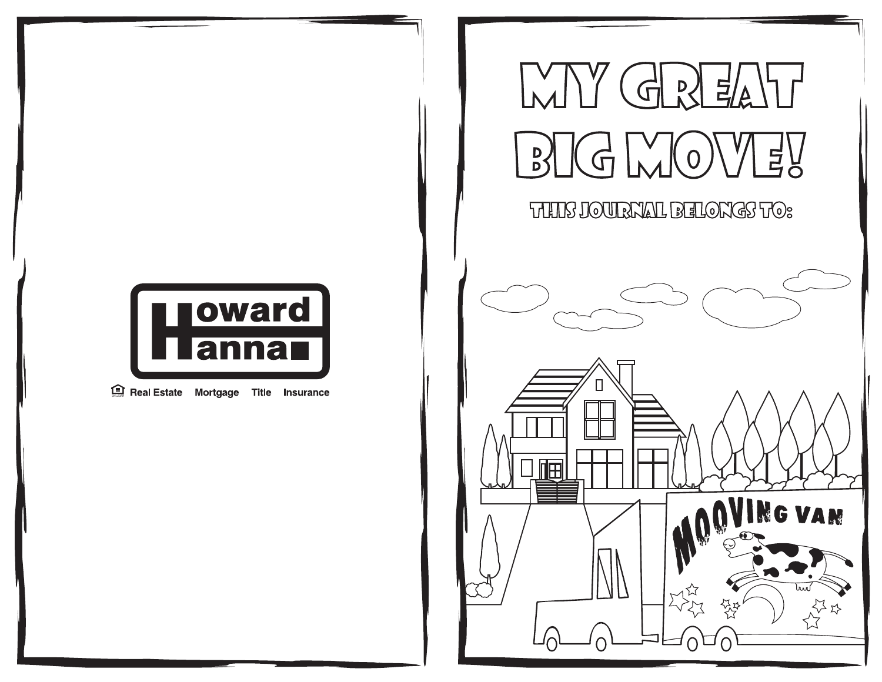Howard Hanna

Real Estate Mortgage Title Insurance

# MY GREAT BIG MOVE!

THIS JOURNAL BELONGS TO:

MOOVING VAN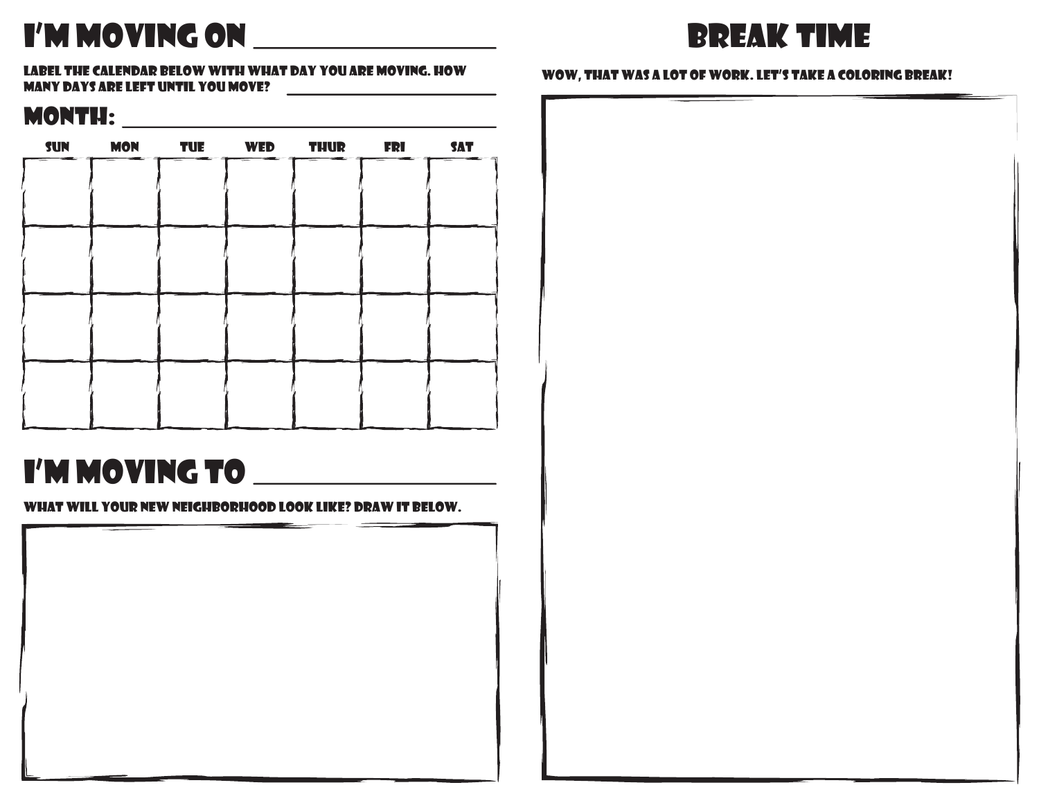# I'M MOVING ON ____________________

LABEL THE CALENDAR BELOW WITH WHAT DAY YOU ARE MOVING. HOW MANY DAYS ARE LEFT UNTIL YOU MOVE? ____________________

## MONTH: ____________________

| SUN | MON | TUE | WED | THUR | FRI | SAT |
| --- | --- | --- | --- | --- | --- | --- |
| | | | | | | |
| | | | | | | |
| | | | | | | |
| | | | | | | |

# I'M MOVING TO ____________________

WHAT WILL YOUR NEW NEIGHBORHOOD LOOK LIKE? DRAW IT BELOW.

# BREAK TIME

WOW, THAT WAS A LOT OF WORK. LET'S TAKE A COLORING BREAK!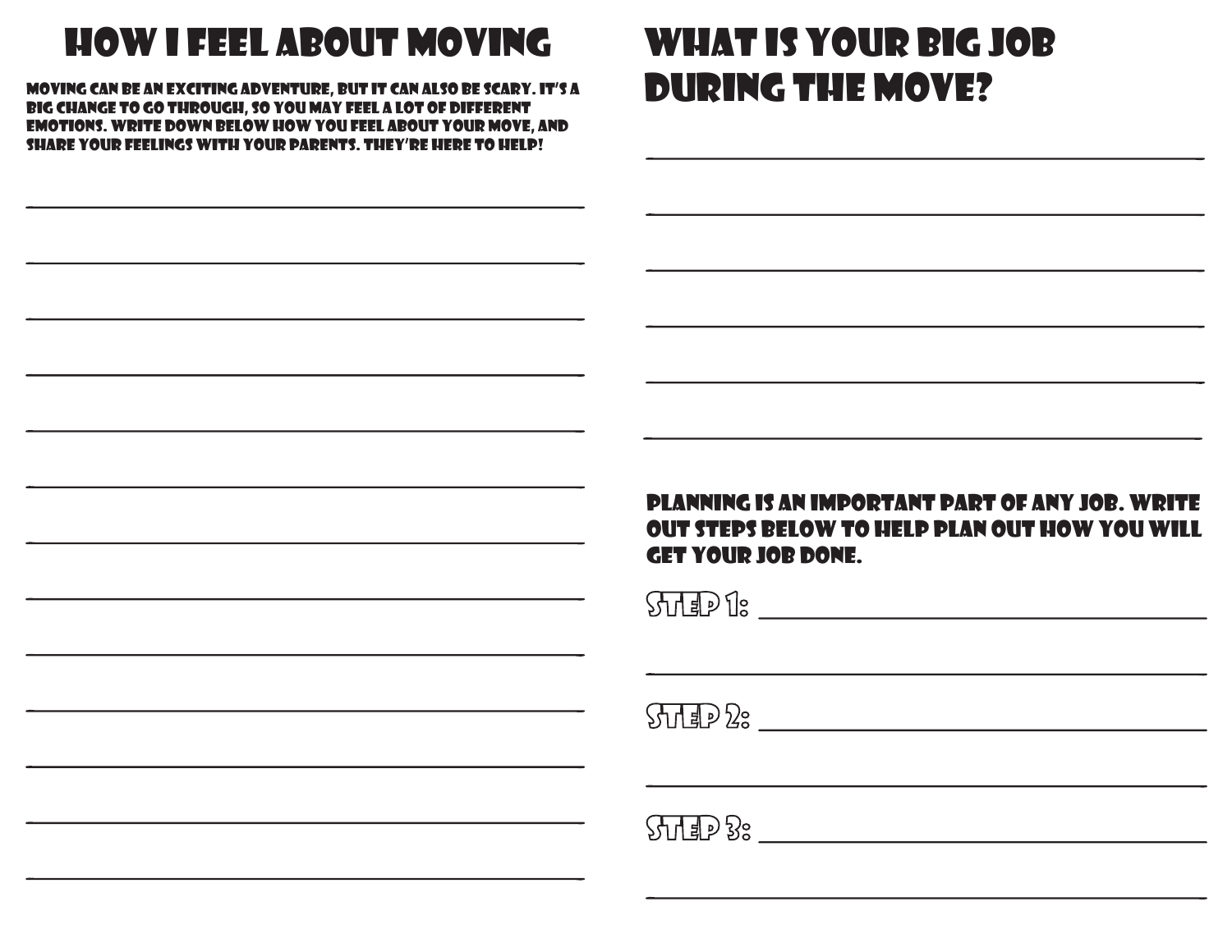# How I Feel About Moving

Moving can be an exciting adventure, but it can also be scary. It's a big change to go through, so you may feel a lot of different emotions. Write down below how you feel about your move, and share your feelings with your parents. They're here to help!

_______________________________________________

_______________________________________________

_______________________________________________

_______________________________________________

_______________________________________________

_______________________________________________

_______________________________________________

_______________________________________________

_______________________________________________

_______________________________________________

_______________________________________________

_______________________________________________

_______________________________________________

# What Is Your Big Job During the Move?

_______________________________________________

_______________________________________________

_______________________________________________

_______________________________________________

_______________________________________________

_______________________________________________

Planning is an important part of any job. Write out steps below to help plan out how you will get your job done.

Step 1: ___________________________________

_______________________________________________

Step 2: ___________________________________

_______________________________________________

Step 3: ___________________________________

_______________________________________________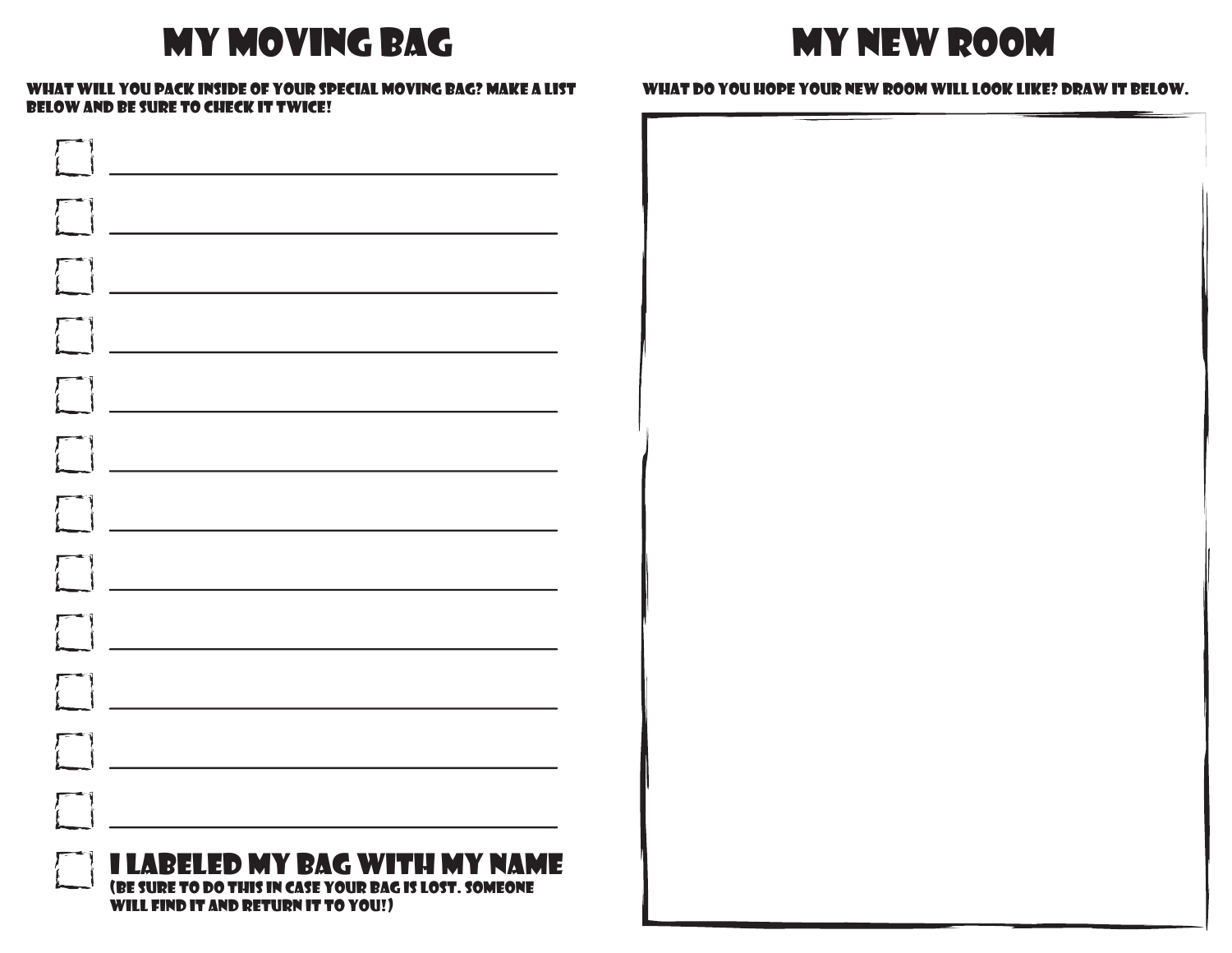# MY MOVING BAG

WHAT WILL YOU PACK INSIDE OF YOUR SPECIAL MOVING BAG? MAKE A LIST BELOW AND BE SURE TO CHECK IT TWICE!

- [ ] ______________________________
- [ ] ______________________________
- [ ] ______________________________
- [ ] ______________________________
- [ ] ______________________________
- [ ] ______________________________
- [ ] ______________________________
- [ ] ______________________________
- [ ] ______________________________
- [ ] ______________________________
- [ ] ______________________________
- [ ] ______________________________
- [ ] **I LABELED MY BAG WITH MY NAME**
  (BE SURE TO DO THIS IN CASE YOUR BAG IS LOST. SOMEONE WILL FIND IT AND RETURN IT TO YOU!)

# MY NEW ROOM

WHAT DO YOU HOPE YOUR NEW ROOM WILL LOOK LIKE? DRAW IT BELOW.